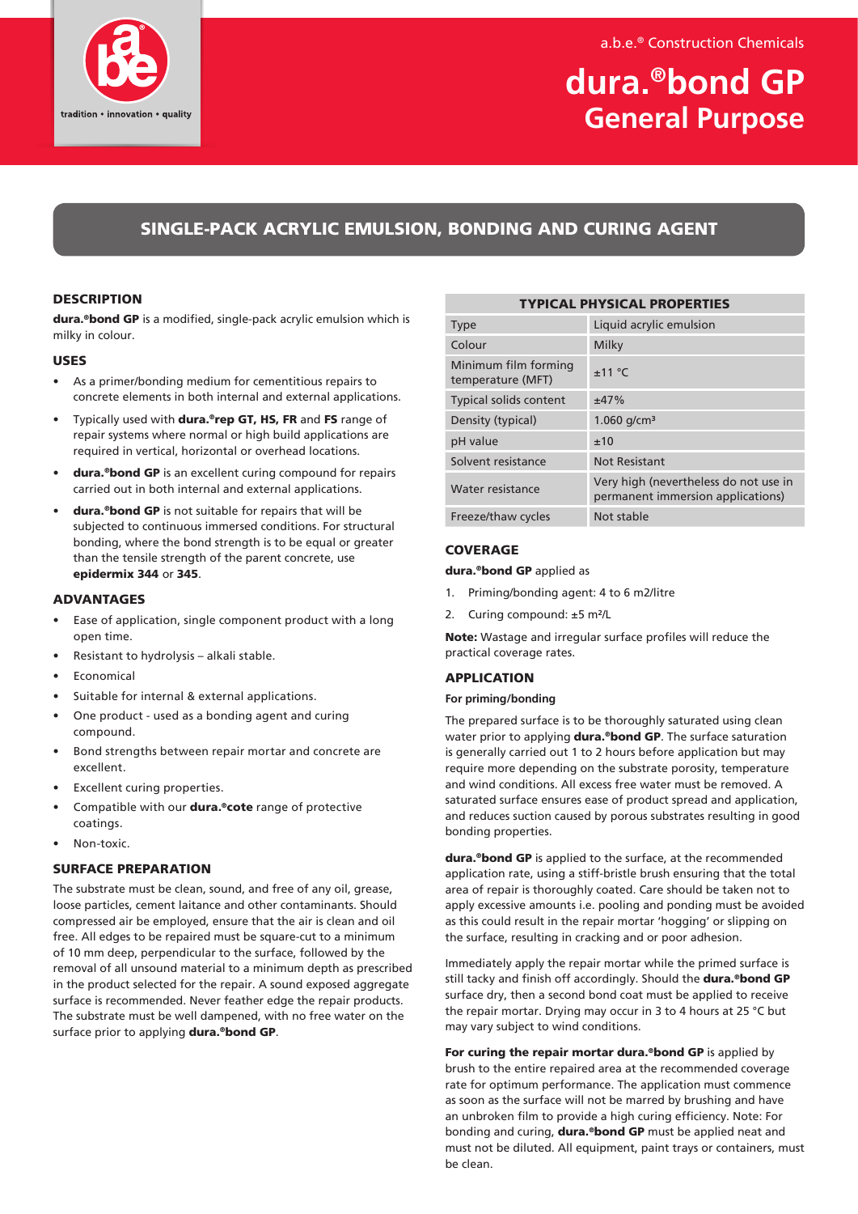a.b.e.® Construction Chemicals

# dura.®bond GP
## General Purpose

tradition • innovation • quality

## SINGLE-PACK ACRYLIC EMULSION, BONDING AND CURING AGENT

### DESCRIPTION

**dura.®bond GP** is a modified, single-pack acrylic emulsion which is milky in colour.

### USES

- As a primer/bonding medium for cementitious repairs to concrete elements in both internal and external applications.
- Typically used with **dura.®rep GT, HS, FR** and **FS** range of repair systems where normal or high build applications are required in vertical, horizontal or overhead locations.
- **dura.®bond GP** is an excellent curing compound for repairs carried out in both internal and external applications.
- **dura.®bond GP** is not suitable for repairs that will be subjected to continuous immersed conditions. For structural bonding, where the bond strength is to be equal or greater than the tensile strength of the parent concrete, use **epidermix 344** or **345**.

### ADVANTAGES

- Ease of application, single component product with a long open time.
- Resistant to hydrolysis – alkali stable.
- Economical
- Suitable for internal & external applications.
- One product - used as a bonding agent and curing compound.
- Bond strengths between repair mortar and concrete are excellent.
- Excellent curing properties.
- Compatible with our **dura.®cote** range of protective coatings.
- Non-toxic.

### SURFACE PREPARATION

The substrate must be clean, sound, and free of any oil, grease, loose particles, cement laitance and other contaminants. Should compressed air be employed, ensure that the air is clean and oil free. All edges to be repaired must be square-cut to a minimum of 10 mm deep, perpendicular to the surface, followed by the removal of all unsound material to a minimum depth as prescribed in the product selected for the repair. A sound exposed aggregate surface is recommended. Never feather edge the repair products. The substrate must be well dampened, with no free water on the surface prior to applying **dura.®bond GP**.

| TYPICAL PHYSICAL PROPERTIES | |
|---|---|
| Type | Liquid acrylic emulsion |
| Colour | Milky |
| Minimum film forming temperature (MFT) | ±11 °C |
| Typical solids content | ±47% |
| Density (typical) | 1.060 g/cm³ |
| pH value | ±10 |
| Solvent resistance | Not Resistant |
| Water resistance | Very high (nevertheless do not use in permanent immersion applications) |
| Freeze/thaw cycles | Not stable |

### COVERAGE

**dura.®bond GP** applied as

1. Priming/bonding agent: 4 to 6 m2/litre
2. Curing compound: ±5 m²/L

**Note:** Wastage and irregular surface profiles will reduce the practical coverage rates.

### APPLICATION

**For priming/bonding**

The prepared surface is to be thoroughly saturated using clean water prior to applying **dura.®bond GP**. The surface saturation is generally carried out 1 to 2 hours before application but may require more depending on the substrate porosity, temperature and wind conditions. All excess free water must be removed. A saturated surface ensures ease of product spread and application, and reduces suction caused by porous substrates resulting in good bonding properties.

**dura.®bond GP** is applied to the surface, at the recommended application rate, using a stiff-bristle brush ensuring that the total area of repair is thoroughly coated. Care should be taken not to apply excessive amounts i.e. pooling and ponding must be avoided as this could result in the repair mortar 'hogging' or slipping on the surface, resulting in cracking and or poor adhesion.

Immediately apply the repair mortar while the primed surface is still tacky and finish off accordingly. Should the **dura.®bond GP** surface dry, then a second bond coat must be applied to receive the repair mortar. Drying may occur in 3 to 4 hours at 25 °C but may vary subject to wind conditions.

**For curing the repair mortar dura.®bond GP** is applied by brush to the entire repaired area at the recommended coverage rate for optimum performance. The application must commence as soon as the surface will not be marred by brushing and have an unbroken film to provide a high curing efficiency. Note: For bonding and curing, **dura.®bond GP** must be applied neat and must not be diluted. All equipment, paint trays or containers, must be clean.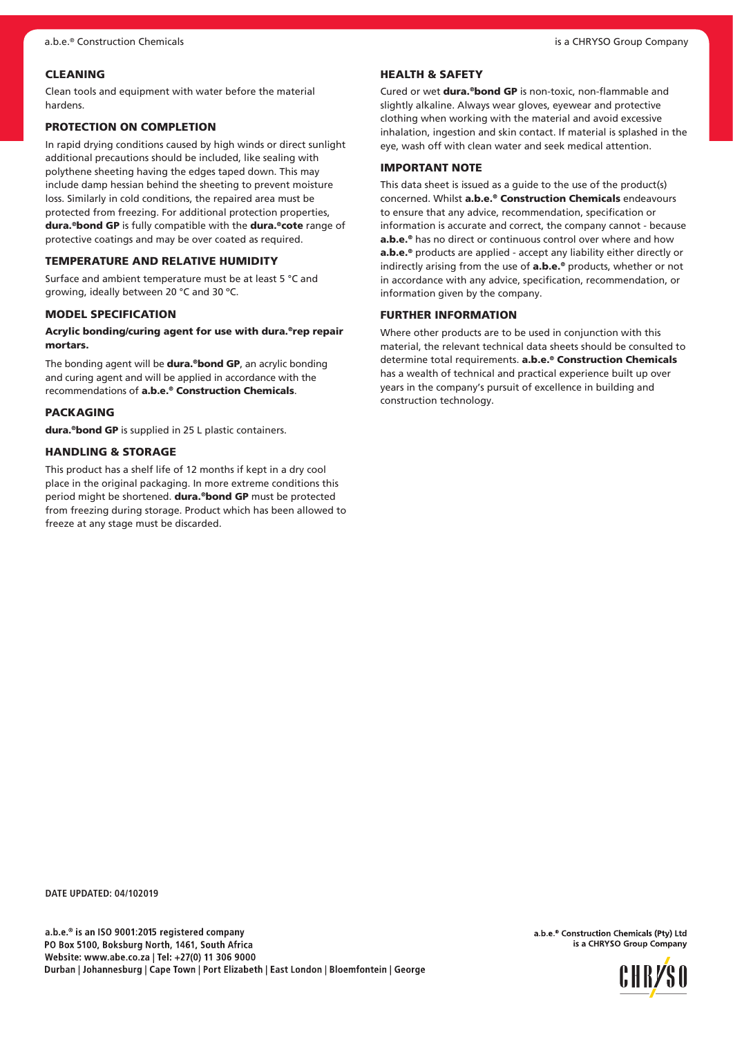## CLEANING

Clean tools and equipment with water before the material hardens.

## PROTECTION ON COMPLETION

In rapid drying conditions caused by high winds or direct sunlight additional precautions should be included, like sealing with polythene sheeting having the edges taped down. This may include damp hessian behind the sheeting to prevent moisture loss. Similarly in cold conditions, the repaired area must be protected from freezing. For additional protection properties, **dura.®bond GP** is fully compatible with the **dura.®cote** range of protective coatings and may be over coated as required.

## TEMPERATURE AND RELATIVE HUMIDITY

Surface and ambient temperature must be at least 5 °C and growing, ideally between 20 °C and 30 °C.

## MODEL SPECIFICATION

**Acrylic bonding/curing agent for use with dura.®rep repair mortars.**

The bonding agent will be **dura.®bond GP**, an acrylic bonding and curing agent and will be applied in accordance with the recommendations of **a.b.e.® Construction Chemicals**.

## PACKAGING

**dura.®bond GP** is supplied in 25 L plastic containers.

## HANDLING & STORAGE

This product has a shelf life of 12 months if kept in a dry cool place in the original packaging. In more extreme conditions this period might be shortened. **dura.®bond GP** must be protected from freezing during storage. Product which has been allowed to freeze at any stage must be discarded.

## HEALTH & SAFETY

Cured or wet **dura.®bond GP** is non-toxic, non-flammable and slightly alkaline. Always wear gloves, eyewear and protective clothing when working with the material and avoid excessive inhalation, ingestion and skin contact. If material is splashed in the eye, wash off with clean water and seek medical attention.

## IMPORTANT NOTE

This data sheet is issued as a guide to the use of the product(s) concerned. Whilst **a.b.e.® Construction Chemicals** endeavours to ensure that any advice, recommendation, specification or information is accurate and correct, the company cannot - because **a.b.e.®** has no direct or continuous control over where and how **a.b.e.®** products are applied - accept any liability either directly or indirectly arising from the use of **a.b.e.®** products, whether or not in accordance with any advice, specification, recommendation, or information given by the company.

## FURTHER INFORMATION

Where other products are to be used in conjunction with this material, the relevant technical data sheets should be consulted to determine total requirements. **a.b.e.® Construction Chemicals** has a wealth of technical and practical experience built up over years in the company's pursuit of excellence in building and construction technology.

**DATE UPDATED: 04/102019**

**a.b.e.® is an ISO 9001:2015 registered company**
**PO Box 5100, Boksburg North, 1461, South Africa**
**Website: www.abe.co.za | Tel: +27(0) 11 306 9000**
**Durban | Johannesburg | Cape Town | Port Elizabeth | East London | Bloemfontein | George**

**a.b.e.® Construction Chemicals (Pty) Ltd is a CHRYSO Group Company**

CHRYSO